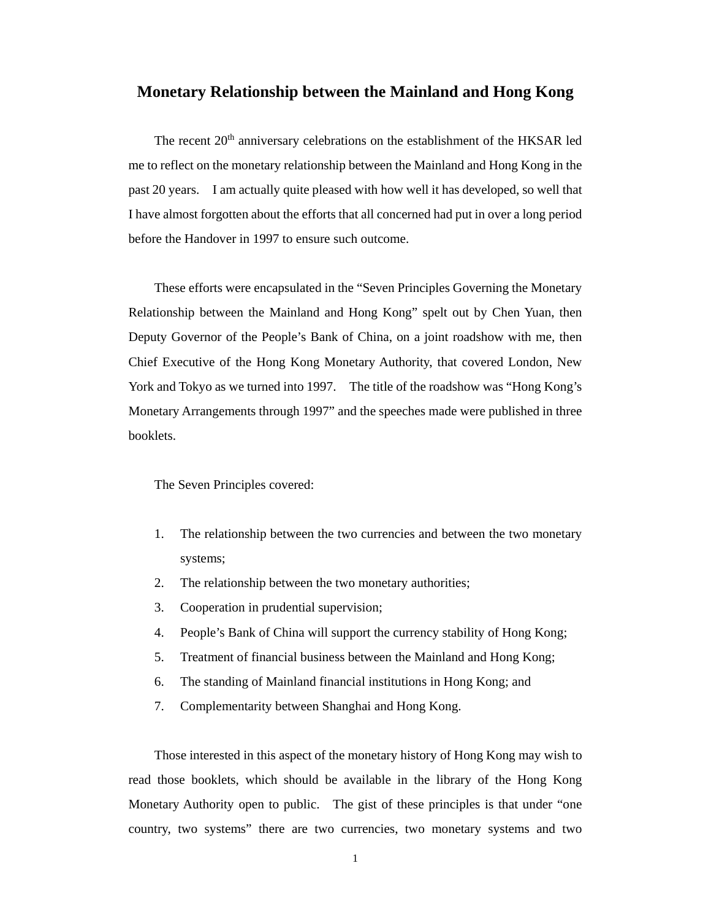# Monetary Relationship between the Mainland and Hong Kong

The recent 20th anniversary celebrations on the establishment of the HKSAR led me to reflect on the monetary relationship between the Mainland and Hong Kong in the past 20 years. I am actually quite pleased with how well it has developed, so well that I have almost forgotten about the efforts that all concerned had put in over a long period before the Handover in 1997 to ensure such outcome.

These efforts were encapsulated in the "Seven Principles Governing the Monetary Relationship between the Mainland and Hong Kong" spelt out by Chen Yuan, then Deputy Governor of the People's Bank of China, on a joint roadshow with me, then Chief Executive of the Hong Kong Monetary Authority, that covered London, New York and Tokyo as we turned into 1997. The title of the roadshow was "Hong Kong's Monetary Arrangements through 1997" and the speeches made were published in three booklets.

The Seven Principles covered:

1. The relationship between the two currencies and between the two monetary systems;
2. The relationship between the two monetary authorities;
3. Cooperation in prudential supervision;
4. People's Bank of China will support the currency stability of Hong Kong;
5. Treatment of financial business between the Mainland and Hong Kong;
6. The standing of Mainland financial institutions in Hong Kong; and
7. Complementarity between Shanghai and Hong Kong.

Those interested in this aspect of the monetary history of Hong Kong may wish to read those booklets, which should be available in the library of the Hong Kong Monetary Authority open to public. The gist of these principles is that under "one country, two systems" there are two currencies, two monetary systems and two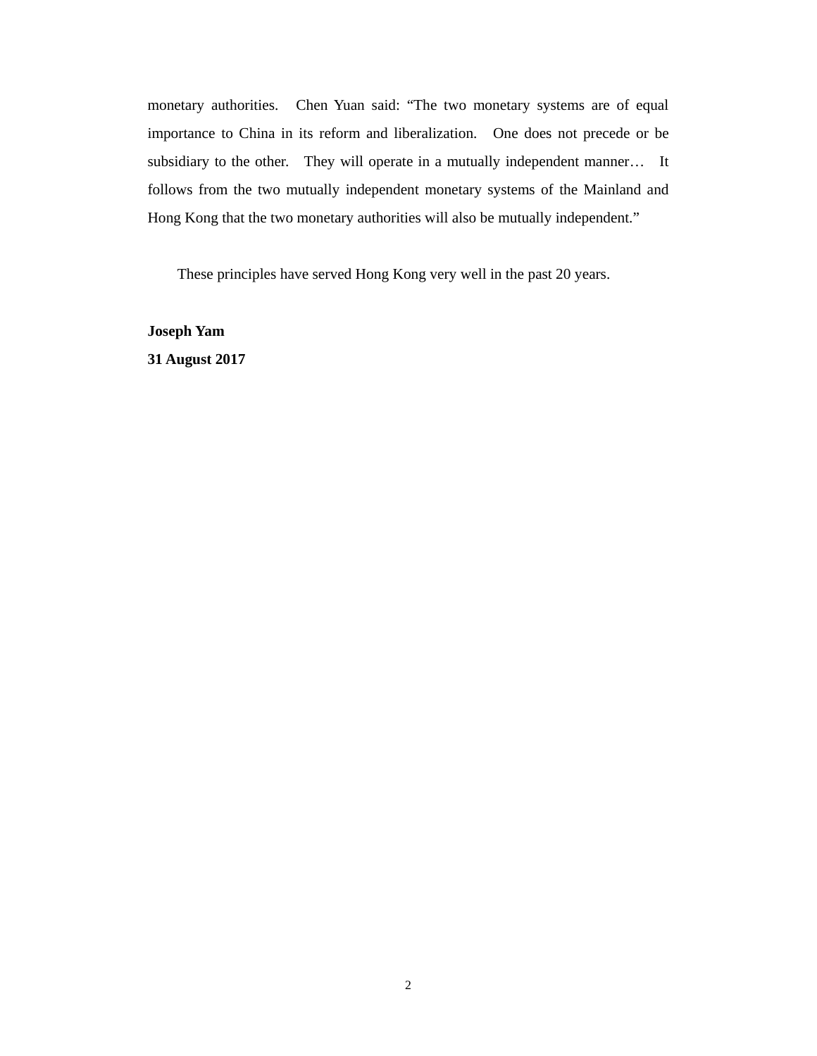monetary authorities. Chen Yuan said: "The two monetary systems are of equal importance to China in its reform and liberalization. One does not precede or be subsidiary to the other. They will operate in a mutually independent manner… It follows from the two mutually independent monetary systems of the Mainland and Hong Kong that the two monetary authorities will also be mutually independent."

These principles have served Hong Kong very well in the past 20 years.

**Joseph Yam**

**31 August 2017**